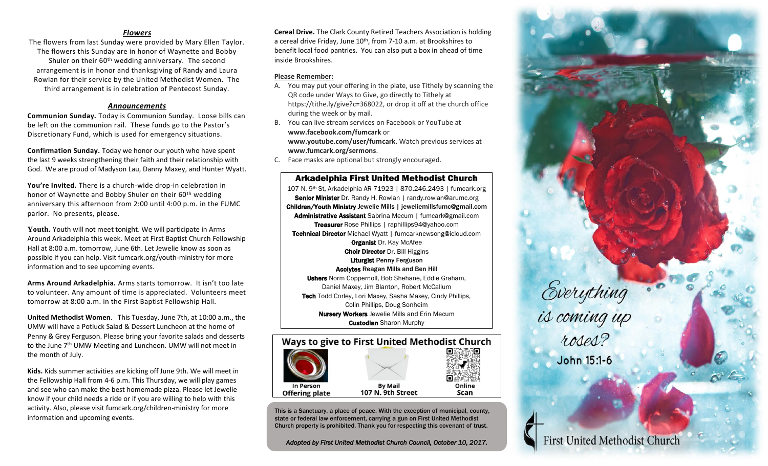## *Flowers*

The flowers from last Sunday were provided by Mary Ellen Taylor. The flowers this Sunday are in honor of Waynette and Bobby Shuler on their 60th wedding anniversary. The second arrangement is in honor and thanksgiving of Randy and Laura Rowlan for their service by the United Methodist Women. The third arrangement is in celebration of Pentecost Sunday.

## *Announcements*

**Communion Sunday.** Today is Communion Sunday. Loose bills can be left on the communion rail. These funds go to the Pastor's Discretionary Fund, which is used for emergency situations.

**Confirmation Sunday.** Today we honor our youth who have spent the last 9 weeks strengthening their faith and their relationship with God. We are proud of Madyson Lau, Danny Maxey, and Hunter Wyatt.

**You're Invited.** There is a church-wide drop-in celebration in honor of Waynette and Bobby Shuler on their 60th wedding anniversary this afternoon from 2:00 until 4:00 p.m. in the FUMC parlor. No presents, please.

**Youth.** Youth will not meet tonight. We will participate in Arms Around Arkadelphia this week. Meet at First Baptist Church Fellowship Hall at 8:00 a.m. tomorrow, June 6th. Let Jewelie know as soon as possible if you can help. Visit fumcark.org/youth-ministry for more information and to see upcoming events.

**Arms Around Arkadelphia.** Arms starts tomorrow. It isn't too late to volunteer. Any amount of time is appreciated. Volunteers meet tomorrow at 8:00 a.m. in the First Baptist Fellowship Hall.

**United Methodist Women**. This Tuesday, June 7th, at 10:00 a.m., the UMW will have a Potluck Salad & Dessert Luncheon at the home of Penny & Grey Ferguson. Please bring your favorite salads and desserts to the June 7th UMW Meeting and Luncheon. UMW will not meet in the month of July.

**Kids.** Kids summer activities are kicking off June 9th. We will meet in the Fellowship Hall from 4-6 p.m. This Thursday, we will play games and see who can make the best homemade pizza. Please let Jewelie know if your child needs a ride or if you are willing to help with this activity. Also, please visit fumcark.org/children-ministry for more information and upcoming events.

**Cereal Drive.** The Clark County Retired Teachers Association is holding a cereal drive Friday, June 10th, from 7-10 a.m. at Brookshires to benefit local food pantries. You can also put a box in ahead of time inside Brookshires.

**Please Remember:**

A. You may put your offering in the plate, use Tithely by scanning the QR code under Ways to Give, go directly to Tithely at https://tithe.ly/give?c=368022, or drop it off at the church office during the week or by mail.
B. You can live stream services on Facebook or YouTube at **www.facebook.com/fumcark** or **www.youtube.com/user/fumcark**. Watch previous services at **www.fumcark.org/sermons**.
C. Face masks are optional but strongly encouraged.

### Arkadelphia First United Methodist Church

107 N. 9th St, Arkadelphia AR 71923 | 870.246.2493 | fumcark.org
**Senior Minister** Dr. Randy H. Rowlan | randy.rowlan@arumc.org
**Children/Youth Ministry Jewelie Mills | jeweliemillsfumc@gmail.com**
**Administrative Assistant** Sabrina Mecum | fumcark@gmail.com
**Treasurer** Rose Phillips | raphillips94@yahoo.com
**Technical Director** Michael Wyatt | fumcarknewsong@icloud.com
**Organist** Dr. Kay McAfee
**Choir Director** Dr. Bill Higgins
**Liturgist** Penny Ferguson
**Acolytes** Reagan Mills and Ben Hill
**Ushers** Norm Coppernoll, Bob Shehane, Eddie Graham, Daniel Maxey, Jim Blanton, Robert McCallum
**Tech** Todd Corley, Lori Maxey, Sasha Maxey, Cindy Phillips, Colin Phillips, Doug Sonheim
**Nursery Workers** Jewelie Mills and Erin Mecum
**Custodian** Sharon Murphy

### Ways to give to First United Methodist Church

| In Person | By Mail | Online |
| --- | --- | --- |
| Offering plate | 107 N. 9th Street | Scan |

**This is a Sanctuary, a place of peace. With the exception of municipal, county, state or federal law enforcement, carrying a gun on First United Methodist Church property is prohibited. Thank you for respecting this covenant of trust.**

***Adopted by First United Methodist Church Council, October 10, 2017.***

*Everything is coming up roses?*

John 15:1-6

First United Methodist Church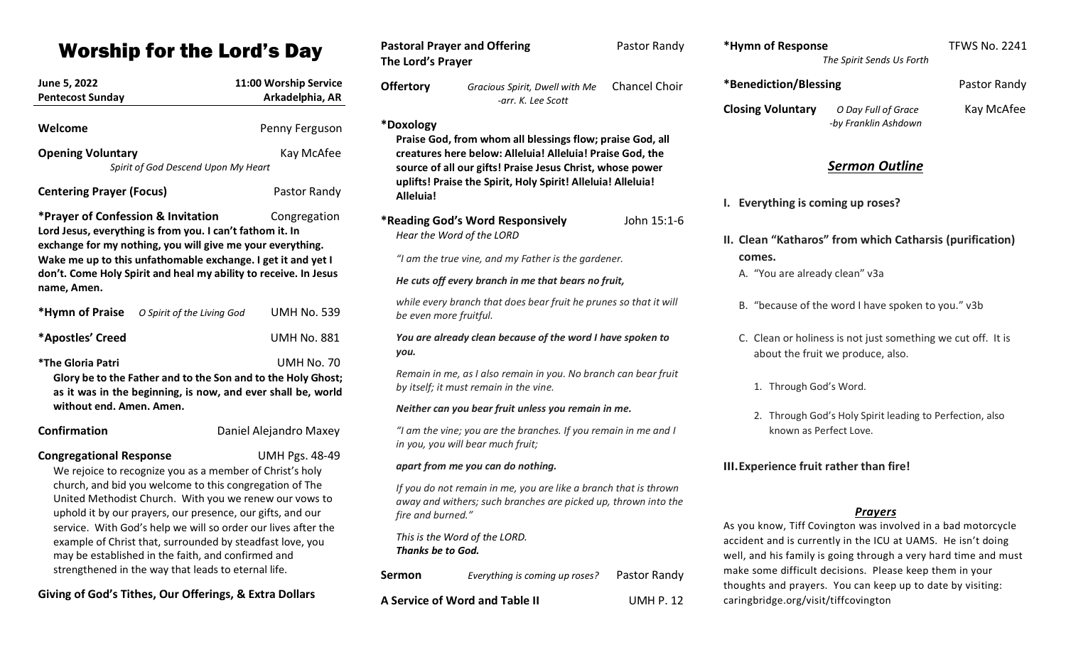# Worship for the Lord's Day

**June 5, 2022** | **11:00 Worship Service**
**Pentecost Sunday** | **Arkadelphia, AR**

**Welcome** — Penny Ferguson

**Opening Voluntary** — Kay McAfee
*Spirit of God Descend Upon My Heart*

**Centering Prayer (Focus)** — Pastor Randy

**\*Prayer of Confession & Invitation** — Congregation
**Lord Jesus, everything is from you. I can't fathom it. In exchange for my nothing, you will give me your everything. Wake me up to this unfathomable exchange. I get it and yet I don't. Come Holy Spirit and heal my ability to receive. In Jesus name, Amen.**

**\*Hymn of Praise** *O Spirit of the Living God* — UMH No. 539

**\*Apostles' Creed** — UMH No. 881

**\*The Gloria Patri** — UMH No. 70
**Glory be to the Father and to the Son and to the Holy Ghost; as it was in the beginning, is now, and ever shall be, world without end. Amen. Amen.**

**Confirmation** — Daniel Alejandro Maxey

**Congregational Response** — UMH Pgs. 48-49
We rejoice to recognize you as a member of Christ's holy church, and bid you welcome to this congregation of The United Methodist Church. With you we renew our vows to uphold it by our prayers, our presence, our gifts, and our service. With God's help we will so order our lives after the example of Christ that, surrounded by steadfast love, you may be established in the faith, and confirmed and strengthened in the way that leads to eternal life.

**Giving of God's Tithes, Our Offerings, & Extra Dollars**

**Pastoral Prayer and Offering** — Pastor Randy
**The Lord's Prayer**

**Offertory** *Gracious Spirit, Dwell with Me -arr. K. Lee Scott* — Chancel Choir

**\*Doxology**
**Praise God, from whom all blessings flow; praise God, all creatures here below: Alleluia! Alleluia! Praise God, the source of all our gifts! Praise Jesus Christ, whose power uplifts! Praise the Spirit, Holy Spirit! Alleluia! Alleluia! Alleluia!**

**\*Reading God's Word Responsively** — John 15:1-6
*Hear the Word of the LORD*

*"I am the true vine, and my Father is the gardener.*

***He cuts off every branch in me that bears no fruit,***

*while every branch that does bear fruit he prunes so that it will be even more fruitful.*

***You are already clean because of the word I have spoken to you.***

*Remain in me, as I also remain in you. No branch can bear fruit by itself; it must remain in the vine.*

***Neither can you bear fruit unless you remain in me.***

*"I am the vine; you are the branches. If you remain in me and I in you, you will bear much fruit;*

***apart from me you can do nothing.***

*If you do not remain in me, you are like a branch that is thrown away and withers; such branches are picked up, thrown into the fire and burned."*

*This is the Word of the LORD.*
***Thanks be to God.***

**Sermon** *Everything is coming up roses?* — Pastor Randy

**A Service of Word and Table II** — UMH P. 12

**\*Hymn of Response** — TFWS No. 2241
*The Spirit Sends Us Forth*

**\*Benediction/Blessing** — Pastor Randy

**Closing Voluntary** *O Day Full of Grace -by Franklin Ashdown* — Kay McAfee

## *Sermon Outline*

**I. Everything is coming up roses?**

**II. Clean "Katharos" from which Catharsis (purification) comes.**

A. "You are already clean" v3a

B. "because of the word I have spoken to you." v3b

C. Clean or holiness is not just something we cut off. It is about the fruit we produce, also.

1. Through God's Word.

2. Through God's Holy Spirit leading to Perfection, also known as Perfect Love.

**III. Experience fruit rather than fire!**

## *Prayers*

As you know, Tiff Covington was involved in a bad motorcycle accident and is currently in the ICU at UAMS. He isn't doing well, and his family is going through a very hard time and must make some difficult decisions. Please keep them in your thoughts and prayers. You can keep up to date by visiting: caringbridge.org/visit/tiffcovington